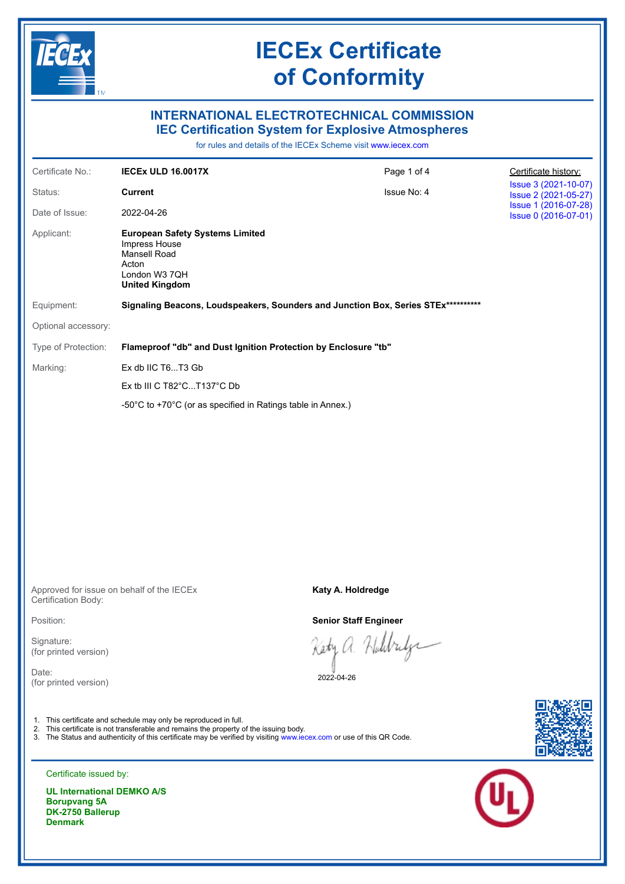# IECEx Certificate of Conformity

## INTERNATIONAL ELECTROTECHNICAL COMMISSION
## IEC Certification System for Explosive Atmospheres

for rules and details of the IECEx Scheme visit www.iecex.com

| | | | |
|---|---|---|---|
| Certificate No.: | **IECEx ULD 16.0017X** | | Certificate history: |
| Status: | **Current** | Issue No: 4 | Issue 3 (2021-10-07) |
| Date of Issue: | 2022-04-26 | | Issue 2 (2021-05-27) |
| | | | Issue 1 (2016-07-28) |
| | | | Issue 0 (2016-07-01) |

Applicant: **European Safety Systems Limited**
Impress House
Mansell Road
Acton
London W3 7QH
**United Kingdom**

Equipment: **Signaling Beacons, Loudspeakers, Sounders and Junction Box, Series STEx**********

Optional accessory:

Type of Protection: **Flameproof "db" and Dust Ignition Protection by Enclosure "tb"**

Marking:
Ex db IIC T6...T3 Gb

Ex tb III C T82°C...T137°C Db

-50°C to +70°C (or as specified in Ratings table in Annex.)

Approved for issue on behalf of the IECEx Certification Body: **Katy A. Holdredge**

Position: **Senior Staff Engineer**

Signature: (for printed version)

Date: (for printed version) 2022-04-26

1. This certificate and schedule may only be reproduced in full.
2. This certificate is not transferable and remains the property of the issuing body.
3. The Status and authenticity of this certificate may be verified by visiting www.iecex.com or use of this QR Code.

Certificate issued by:

**UL International DEMKO A/S**
**Borupvang 5A**
**DK-2750 Ballerup**
**Denmark**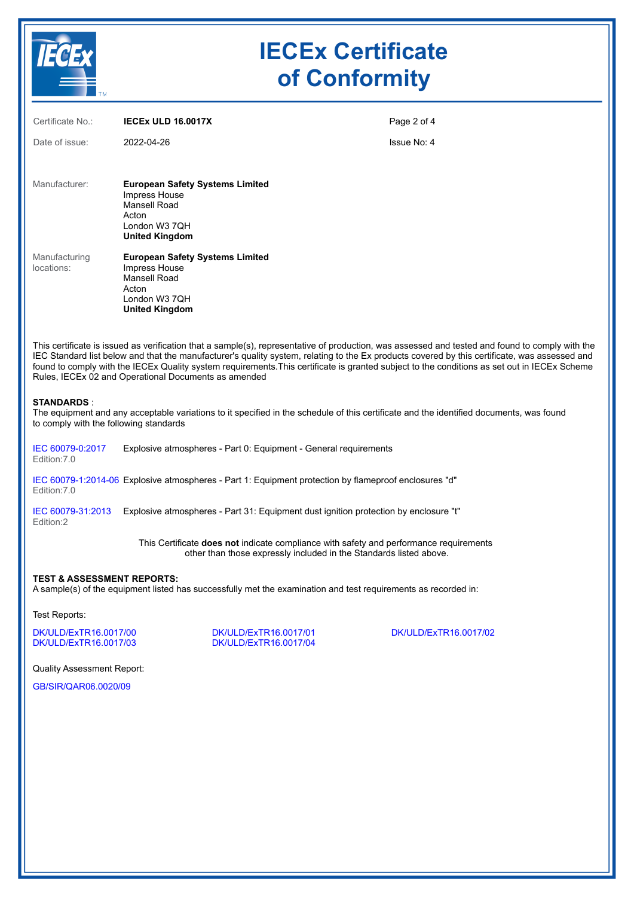# IECEx Certificate of Conformity

| | | |
|---|---|---|
| Certificate No.: | **IECEx ULD 16.0017X** | |
| Date of issue: | 2022-04-26 | Issue No: 4 |

Manufacturer:
**European Safety Systems Limited**
Impress House
Mansell Road
Acton
London W3 7QH
**United Kingdom**

Manufacturing locations:
**European Safety Systems Limited**
Impress House
Mansell Road
Acton
London W3 7QH
**United Kingdom**

This certificate is issued as verification that a sample(s), representative of production, was assessed and tested and found to comply with the IEC Standard list below and that the manufacturer's quality system, relating to the Ex products covered by this certificate, was assessed and found to comply with the IECEx Quality system requirements.This certificate is granted subject to the conditions as set out in IECEx Scheme Rules, IECEx 02 and Operational Documents as amended

**STANDARDS** :
The equipment and any acceptable variations to it specified in the schedule of this certificate and the identified documents, was found to comply with the following standards

| | |
|---|---|
| IEC 60079-0:2017 Edition:7.0 | Explosive atmospheres - Part 0: Equipment - General requirements |
| IEC 60079-1:2014-06 Edition:7.0 | Explosive atmospheres - Part 1: Equipment protection by flameproof enclosures "d" |
| IEC 60079-31:2013 Edition:2 | Explosive atmospheres - Part 31: Equipment dust ignition protection by enclosure "t" |

This Certificate **does not** indicate compliance with safety and performance requirements other than those expressly included in the Standards listed above.

**TEST & ASSESSMENT REPORTS:**
A sample(s) of the equipment listed has successfully met the examination and test requirements as recorded in:

Test Reports:

DK/ULD/ExTR16.0017/00
DK/ULD/ExTR16.0017/01
DK/ULD/ExTR16.0017/02
DK/ULD/ExTR16.0017/03
DK/ULD/ExTR16.0017/04

Quality Assessment Report:

GB/SIR/QAR06.0020/09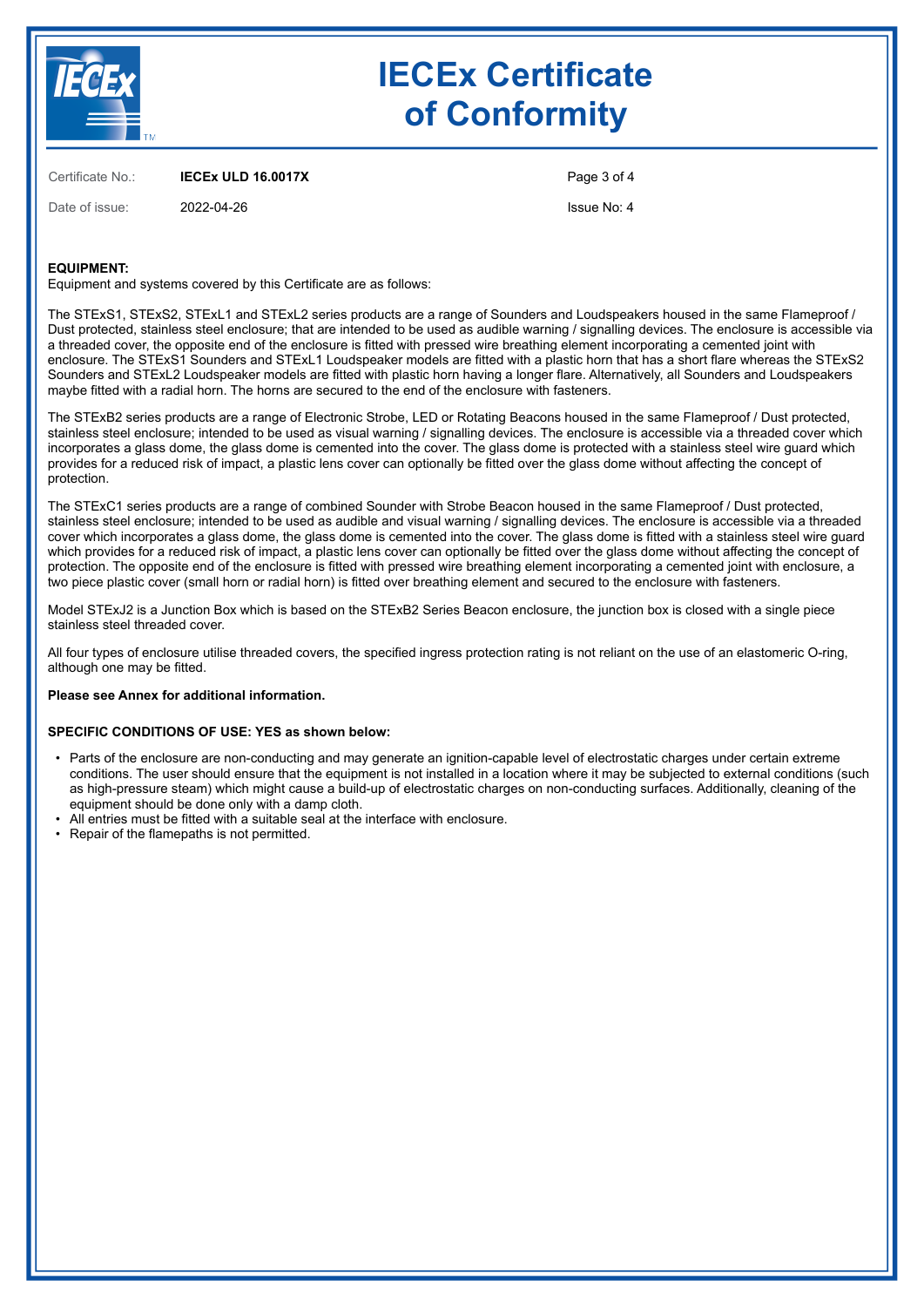Certificate No.: **IECEx ULD 16.0017X**

Date of issue: 2022-04-26

Issue No: 4

**EQUIPMENT:**
Equipment and systems covered by this Certificate are as follows:

The STExS1, STExS2, STExL1 and STExL2 series products are a range of Sounders and Loudspeakers housed in the same Flameproof / Dust protected, stainless steel enclosure; that are intended to be used as audible warning / signalling devices. The enclosure is accessible via a threaded cover, the opposite end of the enclosure is fitted with pressed wire breathing element incorporating a cemented joint with enclosure. The STExS1 Sounders and STExL1 Loudspeaker models are fitted with a plastic horn that has a short flare whereas the STExS2 Sounders and STExL2 Loudspeaker models are fitted with plastic horn having a longer flare. Alternatively, all Sounders and Loudspeakers maybe fitted with a radial horn. The horns are secured to the end of the enclosure with fasteners.

The STExB2 series products are a range of Electronic Strobe, LED or Rotating Beacons housed in the same Flameproof / Dust protected, stainless steel enclosure; intended to be used as visual warning / signalling devices. The enclosure is accessible via a threaded cover which incorporates a glass dome, the glass dome is cemented into the cover. The glass dome is protected with a stainless steel wire guard which provides for a reduced risk of impact, a plastic lens cover can optionally be fitted over the glass dome without affecting the concept of protection.

The STExC1 series products are a range of combined Sounder with Strobe Beacon housed in the same Flameproof / Dust protected, stainless steel enclosure; intended to be used as audible and visual warning / signalling devices. The enclosure is accessible via a threaded cover which incorporates a glass dome, the glass dome is cemented into the cover. The glass dome is fitted with a stainless steel wire guard which provides for a reduced risk of impact, a plastic lens cover can optionally be fitted over the glass dome without affecting the concept of protection. The opposite end of the enclosure is fitted with pressed wire breathing element incorporating a cemented joint with enclosure, a two piece plastic cover (small horn or radial horn) is fitted over breathing element and secured to the enclosure with fasteners.

Model STExJ2 is a Junction Box which is based on the STExB2 Series Beacon enclosure, the junction box is closed with a single piece stainless steel threaded cover.

All four types of enclosure utilise threaded covers, the specified ingress protection rating is not reliant on the use of an elastomeric O-ring, although one may be fitted.

**Please see Annex for additional information.**

**SPECIFIC CONDITIONS OF USE: YES as shown below:**

- Parts of the enclosure are non-conducting and may generate an ignition-capable level of electrostatic charges under certain extreme conditions. The user should ensure that the equipment is not installed in a location where it may be subjected to external conditions (such as high-pressure steam) which might cause a build-up of electrostatic charges on non-conducting surfaces. Additionally, cleaning of the equipment should be done only with a damp cloth.
- All entries must be fitted with a suitable seal at the interface with enclosure.
- Repair of the flamepaths is not permitted.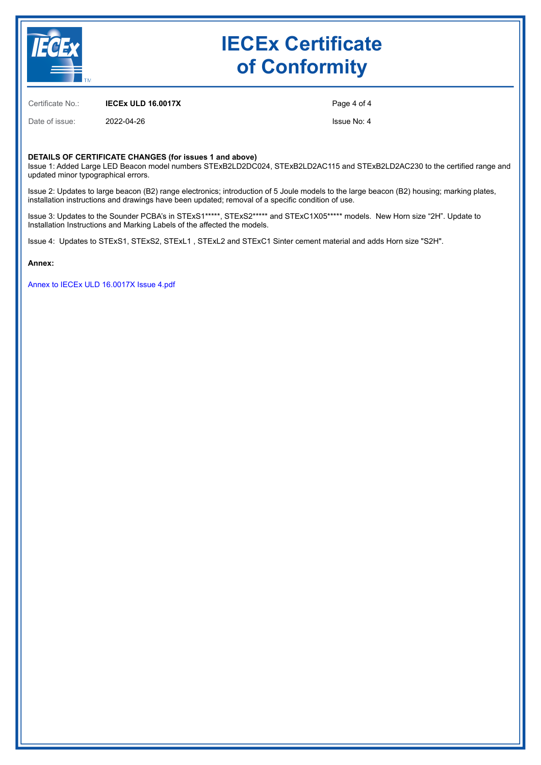# IECEx Certificate of Conformity

Certificate No.: **IECEx ULD 16.0017X**

Date of issue: 2022-04-26

Issue No: 4

**DETAILS OF CERTIFICATE CHANGES (for issues 1 and above)**

Issue 1: Added Large LED Beacon model numbers STExB2LD2DC024, STExB2LD2AC115 and STExB2LD2AC230 to the certified range and updated minor typographical errors.

Issue 2: Updates to large beacon (B2) range electronics; introduction of 5 Joule models to the large beacon (B2) housing; marking plates, installation instructions and drawings have been updated; removal of a specific condition of use.

Issue 3: Updates to the Sounder PCBA's in STExS1*****, STExS2***** and STExC1X05***** models. New Horn size "2H". Update to Installation Instructions and Marking Labels of the affected the models.

Issue 4: Updates to STExS1, STExS2, STExL1 , STExL2 and STExC1 Sinter cement material and adds Horn size "S2H".

**Annex:**

Annex to IECEx ULD 16.0017X Issue 4.pdf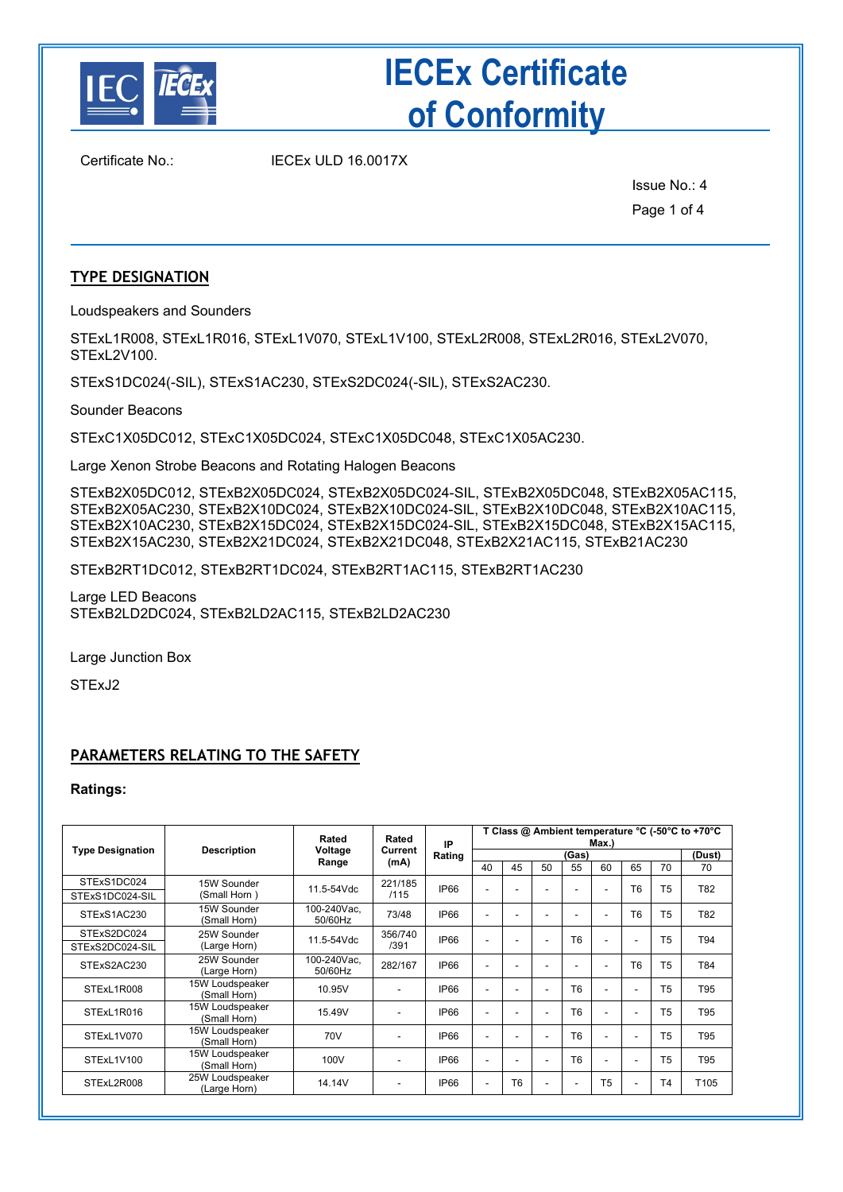# IECEx Certificate of Conformity

Certificate No.: IECEx ULD 16.0017X

Issue No.: 4

## TYPE DESIGNATION

Loudspeakers and Sounders

STExL1R008, STExL1R016, STExL1V070, STExL1V100, STExL2R008, STExL2R016, STExL2V070, STExL2V100.

STExS1DC024(-SIL), STExS1AC230, STExS2DC024(-SIL), STExS2AC230.

Sounder Beacons

STExC1X05DC012, STExC1X05DC024, STExC1X05DC048, STExC1X05AC230.

Large Xenon Strobe Beacons and Rotating Halogen Beacons

STExB2X05DC012, STExB2X05DC024, STExB2X05DC024-SIL, STExB2X05DC048, STExB2X05AC115, STExB2X05AC230, STExB2X10DC024, STExB2X10DC024-SIL, STExB2X10DC048, STExB2X10AC115, STExB2X10AC230, STExB2X15DC024, STExB2X15DC024-SIL, STExB2X15DC048, STExB2X15AC115, STExB2X15AC230, STExB2X21DC024, STExB2X21DC048, STExB2X21AC115, STExB21AC230

STExB2RT1DC012, STExB2RT1DC024, STExB2RT1AC115, STExB2RT1AC230

Large LED Beacons
STExB2LD2DC024, STExB2LD2AC115, STExB2LD2AC230

Large Junction Box

STExJ2

## PARAMETERS RELATING TO THE SAFETY

**Ratings:**

| Type Designation | Description | Rated Voltage Range | Rated Current (mA) | IP Rating | T Class @ Ambient temperature °C (-50°C to +70°C Max.) | | | | | | | |
|---|---|---|---|---|---|---|---|---|---|---|---|---|
| | | | | | (Gas) | | | | | | | (Dust) |
| | | | | | 40 | 45 | 50 | 55 | 60 | 65 | 70 | 70 |
| STExS1DC024<br>STExS1DC024-SIL | 15W Sounder (Small Horn ) | 11.5-54Vdc | 221/185 /115 | IP66 | - | - | - | - | - | T6 | T5 | T82 |
| STExS1AC230 | 15W Sounder (Small Horn) | 100-240Vac, 50/60Hz | 73/48 | IP66 | - | - | - | - | - | T6 | T5 | T82 |
| STExS2DC024<br>STExS2DC024-SIL | 25W Sounder (Large Horn) | 11.5-54Vdc | 356/740 /391 | IP66 | - | - | - | T6 | - | - | T5 | T94 |
| STExS2AC230 | 25W Sounder (Large Horn) | 100-240Vac, 50/60Hz | 282/167 | IP66 | - | - | - | - | - | T6 | T5 | T84 |
| STExL1R008 | 15W Loudspeaker (Small Horn) | 10.95V | - | IP66 | - | - | - | T6 | - | - | T5 | T95 |
| STExL1R016 | 15W Loudspeaker (Small Horn) | 15.49V | - | IP66 | - | - | - | T6 | - | - | T5 | T95 |
| STExL1V070 | 15W Loudspeaker (Small Horn) | 70V | - | IP66 | - | - | - | T6 | - | - | T5 | T95 |
| STExL1V100 | 15W Loudspeaker (Small Horn) | 100V | - | IP66 | - | - | - | T6 | - | - | T5 | T95 |
| STExL2R008 | 25W Loudspeaker (Large Horn) | 14.14V | - | IP66 | - | T6 | - | - | T5 | - | T4 | T105 |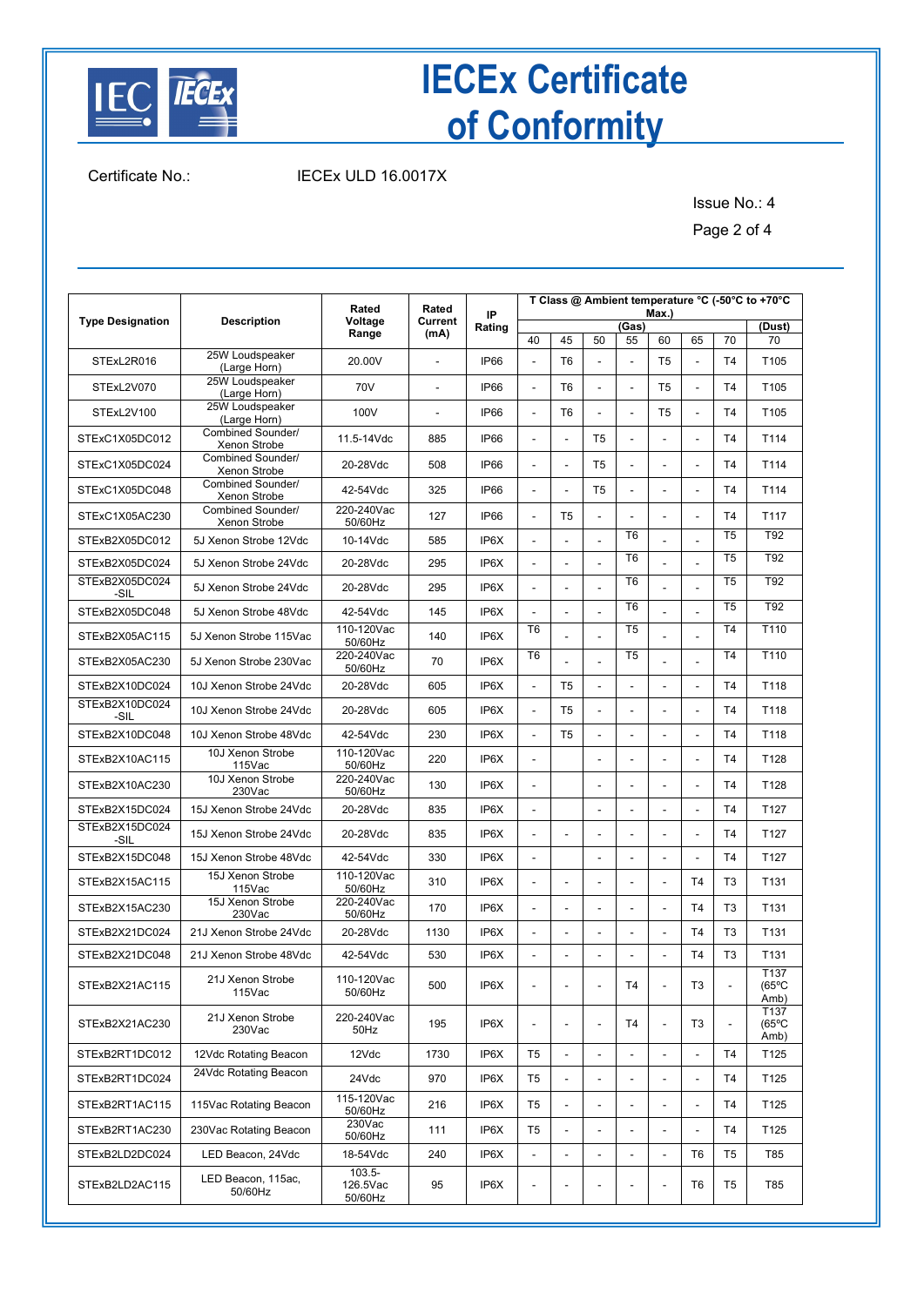# IECEx Certificate of Conformity

Certificate No.: IECEx ULD 16.0017X

Issue No.: 4

| Type Designation | Description | Rated Voltage Range | Rated Current (mA) | IP Rating | T Class @ Ambient temperature °C (-50°C to +70°C Max.) | | | | | | | |
|---|---|---|---|---|---|---|---|---|---|---|---|---|
| | | | | | (Gas) | | | | | | | (Dust) |
| | | | | | 40 | 45 | 50 | 55 | 60 | 65 | 70 | 70 |
| STExL2R016 | 25W Loudspeaker (Large Horn) | 20.00V | - | IP66 | - | T6 | - | - | T5 | - | T4 | T105 |
| STExL2V070 | 25W Loudspeaker (Large Horn) | 70V | - | IP66 | - | T6 | - | - | T5 | - | T4 | T105 |
| STExL2V100 | 25W Loudspeaker (Large Horn) | 100V | - | IP66 | - | T6 | - | - | T5 | - | T4 | T105 |
| STExC1X05DC012 | Combined Sounder/ Xenon Strobe | 11.5-14Vdc | 885 | IP66 | - | - | T5 | - | - | - | T4 | T114 |
| STExC1X05DC024 | Combined Sounder/ Xenon Strobe | 20-28Vdc | 508 | IP66 | - | - | T5 | - | - | - | T4 | T114 |
| STExC1X05DC048 | Combined Sounder/ Xenon Strobe | 42-54Vdc | 325 | IP66 | - | - | T5 | - | - | - | T4 | T114 |
| STExC1X05AC230 | Combined Sounder/ Xenon Strobe | 220-240Vac 50/60Hz | 127 | IP66 | - | T5 | - | - | - | - | T4 | T117 |
| STExB2X05DC012 | 5J Xenon Strobe 12Vdc | 10-14Vdc | 585 | IP6X | - | - | - | T6 | - | - | T5 | T92 |
| STExB2X05DC024 | 5J Xenon Strobe 24Vdc | 20-28Vdc | 295 | IP6X | - | - | - | T6 | - | - | T5 | T92 |
| STExB2X05DC024-SIL | 5J Xenon Strobe 24Vdc | 20-28Vdc | 295 | IP6X | - | - | - | T6 | - | - | T5 | T92 |
| STExB2X05DC048 | 5J Xenon Strobe 48Vdc | 42-54Vdc | 145 | IP6X | - | - | - | T6 | - | - | T5 | T92 |
| STExB2X05AC115 | 5J Xenon Strobe 115Vac | 110-120Vac 50/60Hz | 140 | IP6X | T6 | - | - | T5 | - | - | T4 | T110 |
| STExB2X05AC230 | 5J Xenon Strobe 230Vac | 220-240Vac 50/60Hz | 70 | IP6X | T6 | - | - | T5 | - | - | T4 | T110 |
| STExB2X10DC024 | 10J Xenon Strobe 24Vdc | 20-28Vdc | 605 | IP6X | - | T5 | - | - | - | - | T4 | T118 |
| STExB2X10DC024-SIL | 10J Xenon Strobe 24Vdc | 20-28Vdc | 605 | IP6X | - | T5 | - | - | - | - | T4 | T118 |
| STExB2X10DC048 | 10J Xenon Strobe 48Vdc | 42-54Vdc | 230 | IP6X | - | T5 | - | - | - | - | T4 | T118 |
| STExB2X10AC115 | 10J Xenon Strobe 115Vac | 110-120Vac 50/60Hz | 220 | IP6X | - | | - | - | - | - | T4 | T128 |
| STExB2X10AC230 | 10J Xenon Strobe 230Vac | 220-240Vac 50/60Hz | 130 | IP6X | - | | - | - | - | - | T4 | T128 |
| STExB2X15DC024 | 15J Xenon Strobe 24Vdc | 20-28Vdc | 835 | IP6X | - | | - | - | - | - | T4 | T127 |
| STExB2X15DC024-SIL | 15J Xenon Strobe 24Vdc | 20-28Vdc | 835 | IP6X | - | - | - | - | - | - | T4 | T127 |
| STExB2X15DC048 | 15J Xenon Strobe 48Vdc | 42-54Vdc | 330 | IP6X | - | | - | - | - | - | T4 | T127 |
| STExB2X15AC115 | 15J Xenon Strobe 115Vac | 110-120Vac 50/60Hz | 310 | IP6X | - | - | - | - | - | T4 | T3 | T131 |
| STExB2X15AC230 | 15J Xenon Strobe 230Vac | 220-240Vac 50/60Hz | 170 | IP6X | - | - | - | - | - | T4 | T3 | T131 |
| STExB2X21DC024 | 21J Xenon Strobe 24Vdc | 20-28Vdc | 1130 | IP6X | - | - | - | - | - | T4 | T3 | T131 |
| STExB2X21DC048 | 21J Xenon Strobe 48Vdc | 42-54Vdc | 530 | IP6X | - | - | - | - | - | T4 | T3 | T131 |
| STExB2X21AC115 | 21J Xenon Strobe 115Vac | 110-120Vac 50/60Hz | 500 | IP6X | - | - | - | T4 | - | T3 | - | T137 (65ºC Amb) |
| STExB2X21AC230 | 21J Xenon Strobe 230Vac | 220-240Vac 50Hz | 195 | IP6X | - | - | - | T4 | - | T3 | - | T137 (65ºC Amb) |
| STExB2RT1DC012 | 12Vdc Rotating Beacon | 12Vdc | 1730 | IP6X | T5 | - | - | - | - | - | T4 | T125 |
| STExB2RT1DC024 | 24Vdc Rotating Beacon | 24Vdc | 970 | IP6X | T5 | - | - | - | - | - | T4 | T125 |
| STExB2RT1AC115 | 115Vac Rotating Beacon | 115-120Vac 50/60Hz | 216 | IP6X | T5 | - | - | - | - | - | T4 | T125 |
| STExB2RT1AC230 | 230Vac Rotating Beacon | 230Vac 50/60Hz | 111 | IP6X | T5 | - | - | - | - | - | T4 | T125 |
| STExB2LD2DC024 | LED Beacon, 24Vdc | 18-54Vdc | 240 | IP6X | - | - | - | - | - | T6 | T5 | T85 |
| STExB2LD2AC115 | LED Beacon, 115ac, 50/60Hz | 103.5-126.5Vac 50/60Hz | 95 | IP6X | - | - | - | - | - | T6 | T5 | T85 |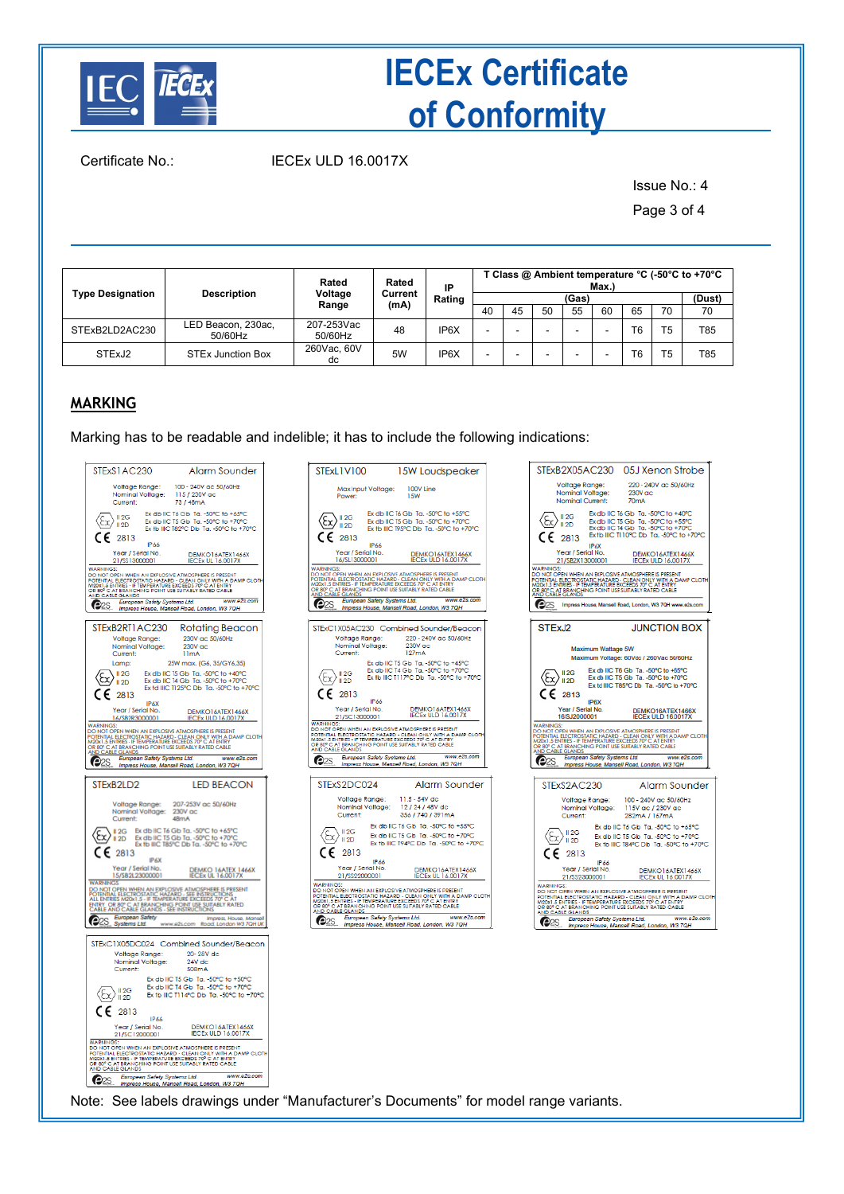Certificate No.: IECEx ULD 16.0017X

Issue No.: 4

| Type Designation | Description | Rated Voltage Range | Rated Current (mA) | IP Rating | T Class @ Ambient temperature °C (-50°C to +70°C Max.) | | | | | | | |
|---|---|---|---|---|---|---|---|---|---|---|---|---|
| | | | | | (Gas) | | | | | | | (Dust) |
| | | | | | 40 | 45 | 50 | 55 | 60 | 65 | 70 | 70 |
| STExB2LD2AC230 | LED Beacon, 230ac, 50/60Hz | 207-253Vac 50/60Hz | 48 | IP6X | - | - | - | - | - | T6 | T5 | T85 |
| STExJ2 | STEx Junction Box | 260Vac, 60V dc | 5W | IP6X | - | - | - | - | - | T6 | T5 | T85 |

## MARKING

Marking has to be readable and indelible; it has to include the following indications:

STExS1AC230 Alarm Sounder
Voltage Range: 100 - 240V ac 50/60Hz
Nominal Voltage: 115 / 230V ac
Current: 73 / 48mA
II 2G II 2D
Ex db IIC T6 Gb Ta. -50°C to +65°C
Ex db IIC T5 Gb Ta. -50°C to +70°C
Ex tb IIIC T82°C Db Ta. -50°C to +70°C
CE 2813 IP66
Year / Serial No. 21/SS13000001 DEMKO16ATEX1466X IECEx UL 16.0017X
WARNINGS: DO NOT OPEN WHEN AN EXPLOSIVE ATMOSPHERE IS PRESENT. POTENTIAL ELECTROSTATIC HAZARD - CLEAN ONLY WITH A DAMP CLOTH. M20x1.5 ENTRIES - IF TEMPERATURE EXCEEDS 70°C AT ENTRY OR 80°C AT BRANCHING POINT USE SUITABLY RATED CABLE AND CABLE GLANDS
European Safety Systems Ltd www.e2s.com Impress House, Mansell Road, London, W3 7QH

STExL1V100 15W Loudspeaker
Max input Voltage: 100V Line
Power: 15W
II 2G II 2D
Ex db IIC T6 Gb Ta. -50°C to +55°C
Ex db IIC T5 Gb Ta. -50°C to +70°C
Ex tb IIIC T95°C Db Ta. -50°C to +70°C
CE 2813 IP66
Year / Serial No. 16/SL13000001 DEMKO16ATEX1466X IECEx ULD 16.0017X
WARNINGS: DO NOT OPEN WHEN AN EXPLOSIVE ATMOSPHERE IS PRESENT. POTENTIAL ELECTROSTATIC HAZARD - CLEAN ONLY WITH A DAMP CLOTH. M20x1.5 ENTRIES - IF TEMPERATURE EXCEEDS 70°C AT ENTRY OR 80°C AT BRANCHING POINT USE SUITABLY RATED CABLE AND CABLE GLANDS
European Safety Systems Ltd www.e2s.com Impress House, Mansell Road, London, W3 7QH

STExB2X05AC230 05J Xenon Strobe
Voltage Range: 220 - 240V ac 50/60Hz
Nominal Voltage: 230V ac
Nominal Current: 70mA
II 2G II 2D
Ex db IIC T6 Gb Ta. -50°C to +40°C
Ex db IIC T5 Gb Ta. -50°C to +55°C
Ex db IIC T4 Gb Ta. -50°C to +70°C
Ex tb IIIC T110°C Db Ta. -50°C to +70°C
CE 2813 IP6X
Year / Serial No. 21/SB2X13000001 DEMKO16ATEX1466X IECEx UL 16.0017X
WARNINGS: DO NOT OPEN WHEN AN EXPLOSIVE ATMOSPHERE IS PRESENT. POTENTIAL ELECTROSTATIC HAZARD - CLEAN ONLY WITH A DAMP CLOTH. M20x1.5 ENTRIES - IF TEMPERATURE EXCEEDS 70°C AT ENTRY OR 80°C AT BRANCHING POINT USE SUITABLY RATED CABLE AND CABLE GLANDS
Impress House, Mansell Road, London, W3 7QH www.e2s.com

STExB2RT1AC230 Rotating Beacon
Voltage Range: 230V ac 50/60Hz
Nominal Voltage: 230V ac
Current: 11mA
Lamp: 25W max. (G6, 35/GY6,35)
II 2G II 2D
Ex db IIC T5 Gb Ta. -50°C to +40°C
Ex db IIC T4 Gb Ta. -50°C to +70°C
Ex td IIIC T125°C Db Ta. -50°C to +70°C
CE 2813 IP6X
Year / Serial No. 16/SB2R3000001 DEMKO16ATEX1466X IECEx ULD 16.0017X
WARNINGS: DO NOT OPEN WHEN AN EXPLOSIVE ATMOSPHERE IS PRESENT. POTENTIAL ELECTROSTATIC HAZARD - CLEAN ONLY WITH A DAMP CLOTH. M20x1.5 ENTRIES - IF TEMPERATURE EXCEEDS 70°C AT ENTRY OR 80°C AT BRANCHING POINT USE SUITABLY RATED CABLE AND CABLE GLANDS
European Safety Systems Ltd www.e2s.com Impress House, Mansell Road, London, W3 7QH

STExC1X05AC230 Combined Sounder/Beacon
Voltage Range: 220 - 240V ac 50/60Hz
Nominal Voltage: 230V ac
Current: 127mA
II 2G II 2D
Ex db IIC T5 Gb Ta. -50°C to +45°C
Ex db IIC T4 Gb Ta. -50°C to +70°C
Ex tb IIIC T117°C Db Ta. -50°C to +70°C
CE 2813 IP66
Year / Serial No. 21/SC13000001 DEMKO16ATEX1466X IECEx ULD 16.0017X
WARNINGS: DO NOT OPEN WHEN AN EXPLOSIVE ATMOSPHERE IS PRESENT. POTENTIAL ELECTROSTATIC HAZARD - CLEAN ONLY WITH A DAMP CLOTH. M20x1.5 ENTRIES - IF TEMPERATURE EXCEEDS 70°C AT ENTRY OR 80°C AT BRANCHING POINT USE SUITABLY RATED CABLE AND CABLE GLANDS
European Safety Systems Ltd www.e2s.com Impress House, Mansell Road, London, W3 7QH

STExJ2 JUNCTION BOX
Maximum Wattage 5W
Maximum Voltage: 60Vdc / 260Vac 50/60Hz
II 2G II 2D
Ex db IIC T6 Gb Ta. -50°C to +65°C
Ex db IIC T5 Gb Ta. -50°C to +70°C
Ex td IIIC T85°C Db Ta. -50°C to +70°C
CE 2813 IP6X
Year / Serial No. 16/SJ2000001 DEMKO16ATEX1466X IECEx ULD 16.0017X
WARNINGS: DO NOT OPEN WHEN AN EXPLOSIVE ATMOSPHERE IS PRESENT. POTENTIAL ELECTROSTATIC HAZARD - CLEAN ONLY WITH A DAMP CLOTH. M20x1.5 ENTRIES - IF TEMPERATURE EXCEEDS 70°C AT ENTRY OR 80°C AT BRANCHING POINT USE SUITABLY RATED CABLE AND CABLE GLANDS
European Safety Systems Ltd www.e2s.com Impress House, Mansell Road, London, W3 7QH

STExB2LD2 LED BEACON
Voltage Range: 207-253V ac 50/60Hz
Nominal Voltage: 230V ac
Current: 48mA
II 2G II 2D
Ex db IIC T6 Gb Ta. -50°C to +65°C
Ex db IIC T5 Gb Ta. -50°C to +70°C
Ex tb IIIC T85°C Db Ta. -50°C to +70°C
CE 2813 IP6X
Year / Serial No. 15/SB2L23000001 DEMKO 16ATEX 1466X IECEx UL 16.0017X
WARNINGS: DO NOT OPEN WHEN AN EXPLOSIVE ATMOSPHERE IS PRESENT. POTENTIAL ELECTROSTATIC HAZARD - SEE INSTRUCTIONS. ALL ENTRIES M20x1.5 - IF TEMPERATURE EXCEEDS 70°C AT ENTRY OR 80°C AT BRANCHING POINT USE SUITABLY RATED CABLE AND CABLE GLANDS - SEE INSTRUCTIONS
European Safety Systems Ltd www.e2s.com Impress House, Mansell Road London W3 7QH UK

STExS2DC024 Alarm Sounder
Voltage Range: 11.5 - 54V dc
Nominal Voltage: 12 / 24 / 48V dc
Current: 356 / 740 / 391mA
II 2G II 2D
Ex db IIC T6 Gb Ta. -50°C to +55°C
Ex db IIC T5 Gb Ta. -50°C to +70°C
Ex tb IIIC T94°C Db Ta. -50°C to +70°C
CE 2813 IP66
Year / Serial No. 21/SS22000001 DEMKO16ATEX1466X IECEx UL 16.0017X
WARNINGS: DO NOT OPEN WHEN AN EXPLOSIVE ATMOSPHERE IS PRESENT. POTENTIAL ELECTROSTATIC HAZARD - CLEAN ONLY WITH A DAMP CLOTH. M20x1.5 ENTRIES - IF TEMPERATURE EXCEEDS 70°C AT ENTRY OR 80°C AT BRANCHING POINT USE SUITABLY RATED CABLE AND CABLE GLANDS
European Safety Systems Ltd www.e2s.com Impress House, Mansell Road, London, W3 7QH

STExS2AC230 Alarm Sounder
Voltage Range: 100 - 240V ac 50/60Hz
Nominal Voltage: 115V ac / 230V ac
Current: 282mA / 167mA
II 2G II 2D
Ex db IIC T6 Gb Ta. -50°C to +65°C
Ex db IIC T5 Gb Ta. -50°C to +70°C
Ex tb IIIC T84°C Db Ta. -50°C to +70°C
CE 2813 IP66
Year / Serial No. 21/SS23000001 DEMKO16ATEX1466X IECEx UL 16.0017X
WARNINGS: DO NOT OPEN WHEN AN EXPLOSIVE ATMOSPHERE IS PRESENT. POTENTIAL ELECTROSTATIC HAZARD - CLEAN ONLY WITH A DAMP CLOTH. M20x1.5 ENTRIES - IF TEMPERATURE EXCEEDS 70°C AT ENTRY OR 80°C AT BRANCHING POINT USE SUITABLY RATED CABLE AND CABLE GLANDS
European Safety Systems Ltd www.e2s.com Impress House, Mansell Road, London, W3 7QH

STExC1X05DC024 Combined Sounder/Beacon
Voltage Range: 20 - 28V dc
Nominal Voltage: 24V dc
Current: 508mA
II 2G II 2D
Ex db IIC T5 Gb Ta. -50°C to +50°C
Ex db IIC T4 Gb Ta. -50°C to +70°C
Ex tb IIIC T114°C Db Ta. -50°C to +70°C
CE 2813 IP66
Year / Serial No. 21/SC12000001 DEMKO16ATEX1466X IECEx ULD 16.0017X
WARNINGS: DO NOT OPEN WHEN AN EXPLOSIVE ATMOSPHERE IS PRESENT. POTENTIAL ELECTROSTATIC HAZARD - CLEAN ONLY WITH A DAMP CLOTH. M20x1.5 ENTRIES - IF TEMPERATURE EXCEEDS 70°C AT ENTRY OR 80°C AT BRANCHING POINT USE SUITABLY RATED CABLE AND CABLE GLANDS
European Safety Systems Ltd www.e2s.com Impress House, Mansell Road, London, W3 7QH

Note: See labels drawings under "Manufacturer's Documents" for model range variants.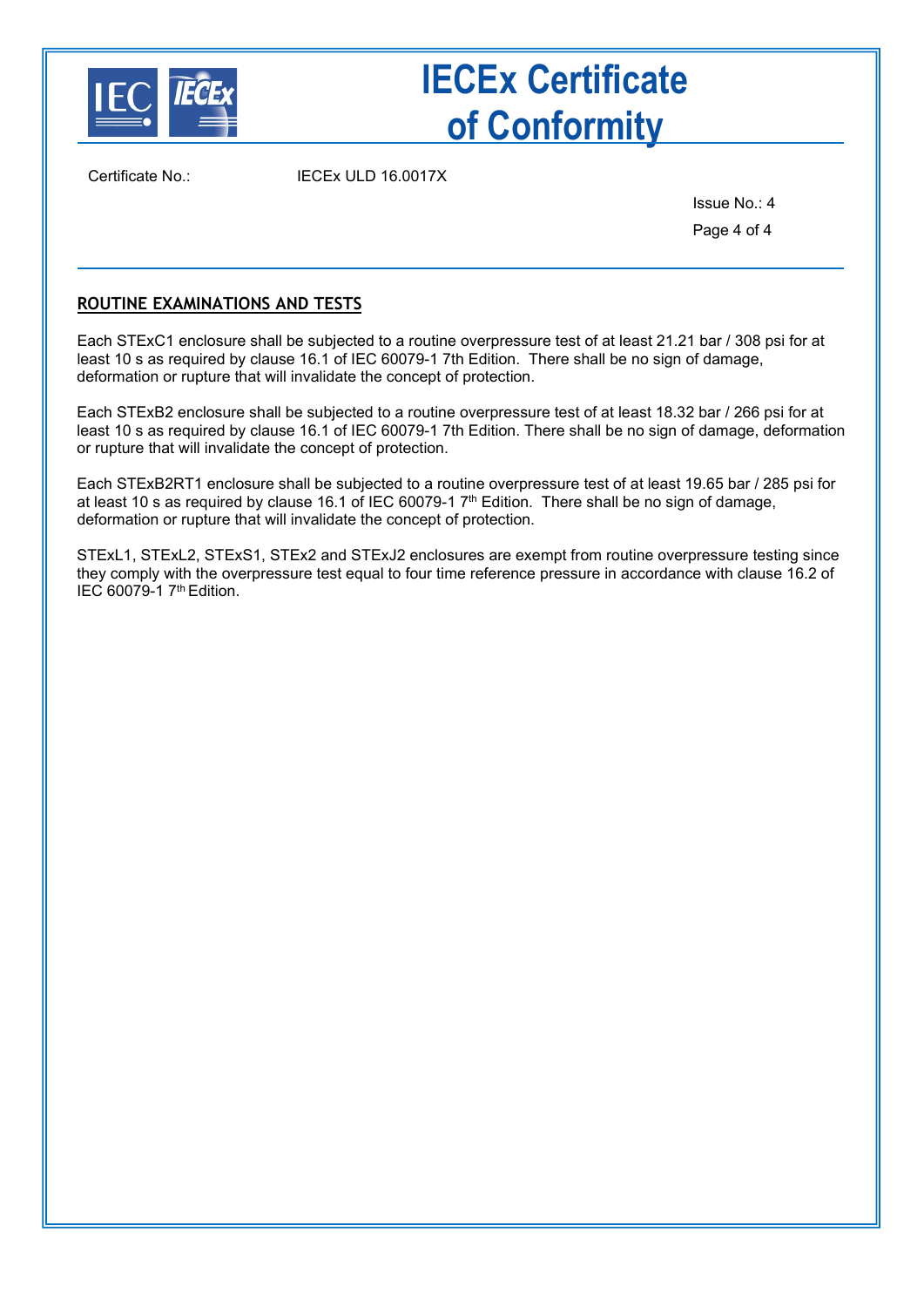Certificate No.: IECEx ULD 16.0017X

Issue No.: 4

## ROUTINE EXAMINATIONS AND TESTS

Each STExC1 enclosure shall be subjected to a routine overpressure test of at least 21.21 bar / 308 psi for at least 10 s as required by clause 16.1 of IEC 60079-1 7th Edition. There shall be no sign of damage, deformation or rupture that will invalidate the concept of protection.

Each STExB2 enclosure shall be subjected to a routine overpressure test of at least 18.32 bar / 266 psi for at least 10 s as required by clause 16.1 of IEC 60079-1 7th Edition. There shall be no sign of damage, deformation or rupture that will invalidate the concept of protection.

Each STExB2RT1 enclosure shall be subjected to a routine overpressure test of at least 19.65 bar / 285 psi for at least 10 s as required by clause 16.1 of IEC 60079-1 7th Edition. There shall be no sign of damage, deformation or rupture that will invalidate the concept of protection.

STExL1, STExL2, STExS1, STEx2 and STExJ2 enclosures are exempt from routine overpressure testing since they comply with the overpressure test equal to four time reference pressure in accordance with clause 16.2 of IEC 60079-1 7th Edition.